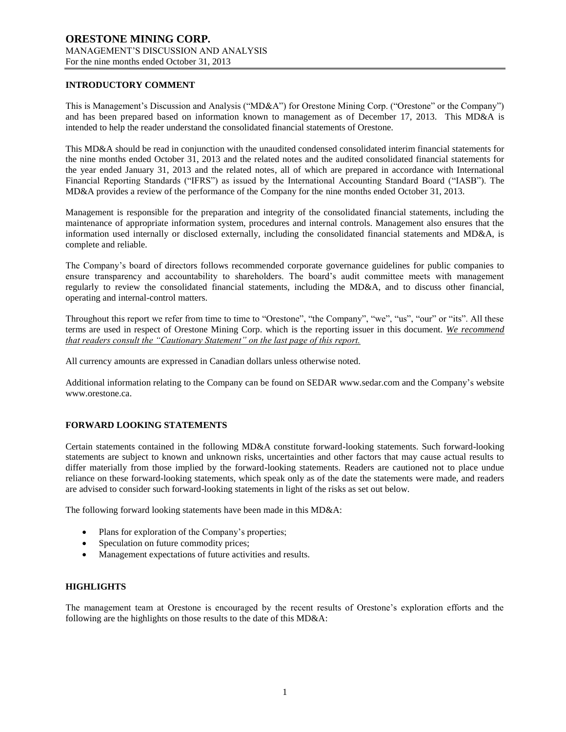# ORESTONE MINING CORP.

MANAGEMENT'S DISCUSSION AND ANALYSIS
For the nine months ended October 31, 2013

## INTRODUCTORY COMMENT

This is Management's Discussion and Analysis ("MD&A") for Orestone Mining Corp. ("Orestone" or the Company") and has been prepared based on information known to management as of December 17, 2013. This MD&A is intended to help the reader understand the consolidated financial statements of Orestone.

This MD&A should be read in conjunction with the unaudited condensed consolidated interim financial statements for the nine months ended October 31, 2013 and the related notes and the audited consolidated financial statements for the year ended January 31, 2013 and the related notes, all of which are prepared in accordance with International Financial Reporting Standards ("IFRS") as issued by the International Accounting Standard Board ("IASB"). The MD&A provides a review of the performance of the Company for the nine months ended October 31, 2013.

Management is responsible for the preparation and integrity of the consolidated financial statements, including the maintenance of appropriate information system, procedures and internal controls. Management also ensures that the information used internally or disclosed externally, including the consolidated financial statements and MD&A, is complete and reliable.

The Company's board of directors follows recommended corporate governance guidelines for public companies to ensure transparency and accountability to shareholders. The board's audit committee meets with management regularly to review the consolidated financial statements, including the MD&A, and to discuss other financial, operating and internal-control matters.

Throughout this report we refer from time to time to "Orestone", "the Company", "we", "us", "our" or "its". All these terms are used in respect of Orestone Mining Corp. which is the reporting issuer in this document. *We recommend that readers consult the "Cautionary Statement" on the last page of this report.*

All currency amounts are expressed in Canadian dollars unless otherwise noted.

Additional information relating to the Company can be found on SEDAR www.sedar.com and the Company's website www.orestone.ca.

## FORWARD LOOKING STATEMENTS

Certain statements contained in the following MD&A constitute forward-looking statements. Such forward-looking statements are subject to known and unknown risks, uncertainties and other factors that may cause actual results to differ materially from those implied by the forward-looking statements. Readers are cautioned not to place undue reliance on these forward-looking statements, which speak only as of the date the statements were made, and readers are advised to consider such forward-looking statements in light of the risks as set out below.

The following forward looking statements have been made in this MD&A:

- Plans for exploration of the Company's properties;
- Speculation on future commodity prices;
- Management expectations of future activities and results.

## HIGHLIGHTS

The management team at Orestone is encouraged by the recent results of Orestone's exploration efforts and the following are the highlights on those results to the date of this MD&A: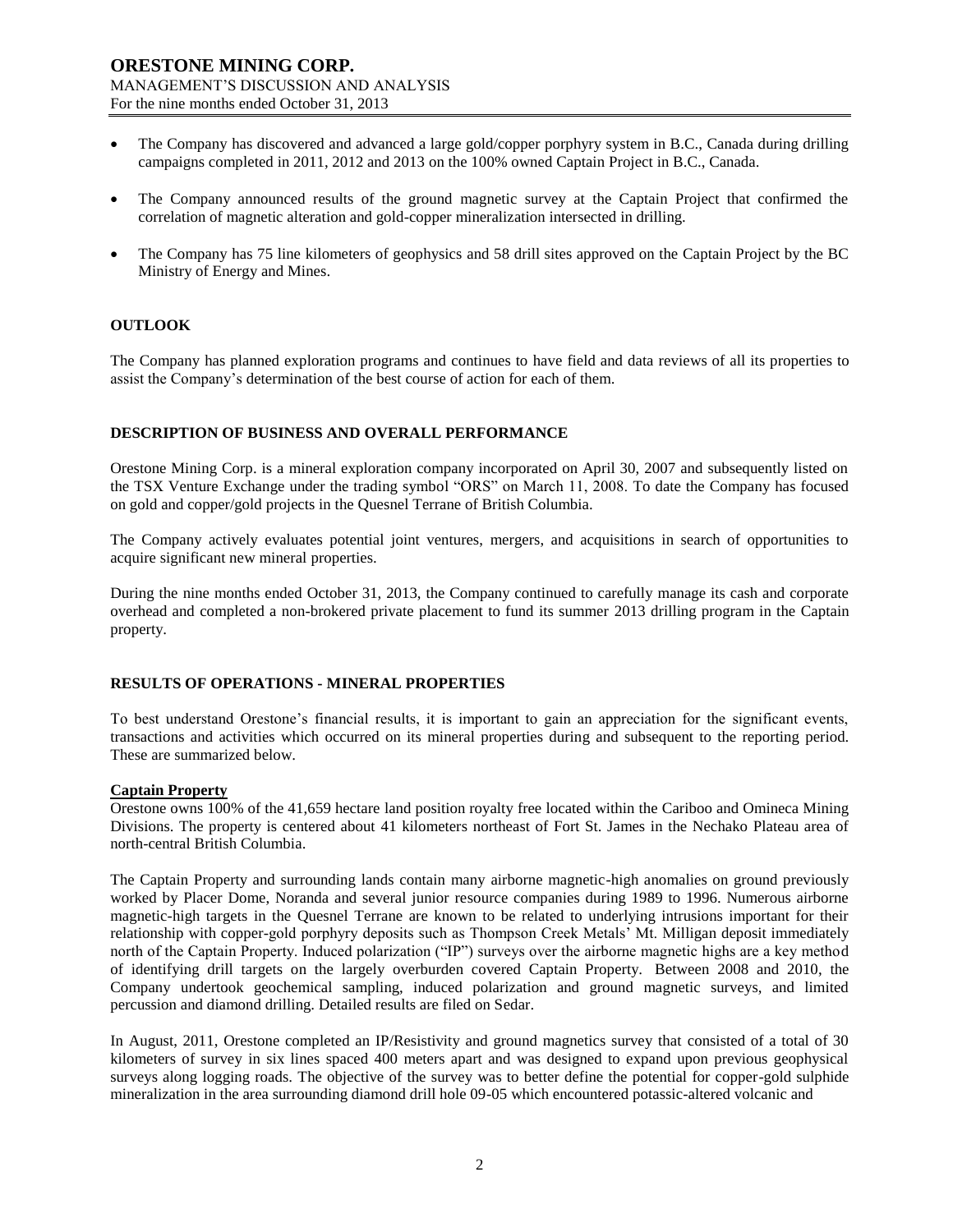- The Company has discovered and advanced a large gold/copper porphyry system in B.C., Canada during drilling campaigns completed in 2011, 2012 and 2013 on the 100% owned Captain Project in B.C., Canada.
- The Company announced results of the ground magnetic survey at the Captain Project that confirmed the correlation of magnetic alteration and gold-copper mineralization intersected in drilling.
- The Company has 75 line kilometers of geophysics and 58 drill sites approved on the Captain Project by the BC Ministry of Energy and Mines.

## OUTLOOK

The Company has planned exploration programs and continues to have field and data reviews of all its properties to assist the Company's determination of the best course of action for each of them.

## DESCRIPTION OF BUSINESS AND OVERALL PERFORMANCE

Orestone Mining Corp. is a mineral exploration company incorporated on April 30, 2007 and subsequently listed on the TSX Venture Exchange under the trading symbol "ORS" on March 11, 2008. To date the Company has focused on gold and copper/gold projects in the Quesnel Terrane of British Columbia.

The Company actively evaluates potential joint ventures, mergers, and acquisitions in search of opportunities to acquire significant new mineral properties.

During the nine months ended October 31, 2013, the Company continued to carefully manage its cash and corporate overhead and completed a non-brokered private placement to fund its summer 2013 drilling program in the Captain property.

## RESULTS OF OPERATIONS - MINERAL PROPERTIES

To best understand Orestone's financial results, it is important to gain an appreciation for the significant events, transactions and activities which occurred on its mineral properties during and subsequent to the reporting period. These are summarized below.

### Captain Property

Orestone owns 100% of the 41,659 hectare land position royalty free located within the Cariboo and Omineca Mining Divisions. The property is centered about 41 kilometers northeast of Fort St. James in the Nechako Plateau area of north-central British Columbia.

The Captain Property and surrounding lands contain many airborne magnetic-high anomalies on ground previously worked by Placer Dome, Noranda and several junior resource companies during 1989 to 1996. Numerous airborne magnetic-high targets in the Quesnel Terrane are known to be related to underlying intrusions important for their relationship with copper-gold porphyry deposits such as Thompson Creek Metals' Mt. Milligan deposit immediately north of the Captain Property. Induced polarization ("IP") surveys over the airborne magnetic highs are a key method of identifying drill targets on the largely overburden covered Captain Property. Between 2008 and 2010, the Company undertook geochemical sampling, induced polarization and ground magnetic surveys, and limited percussion and diamond drilling. Detailed results are filed on Sedar.

In August, 2011, Orestone completed an IP/Resistivity and ground magnetics survey that consisted of a total of 30 kilometers of survey in six lines spaced 400 meters apart and was designed to expand upon previous geophysical surveys along logging roads. The objective of the survey was to better define the potential for copper-gold sulphide mineralization in the area surrounding diamond drill hole 09-05 which encountered potassic-altered volcanic and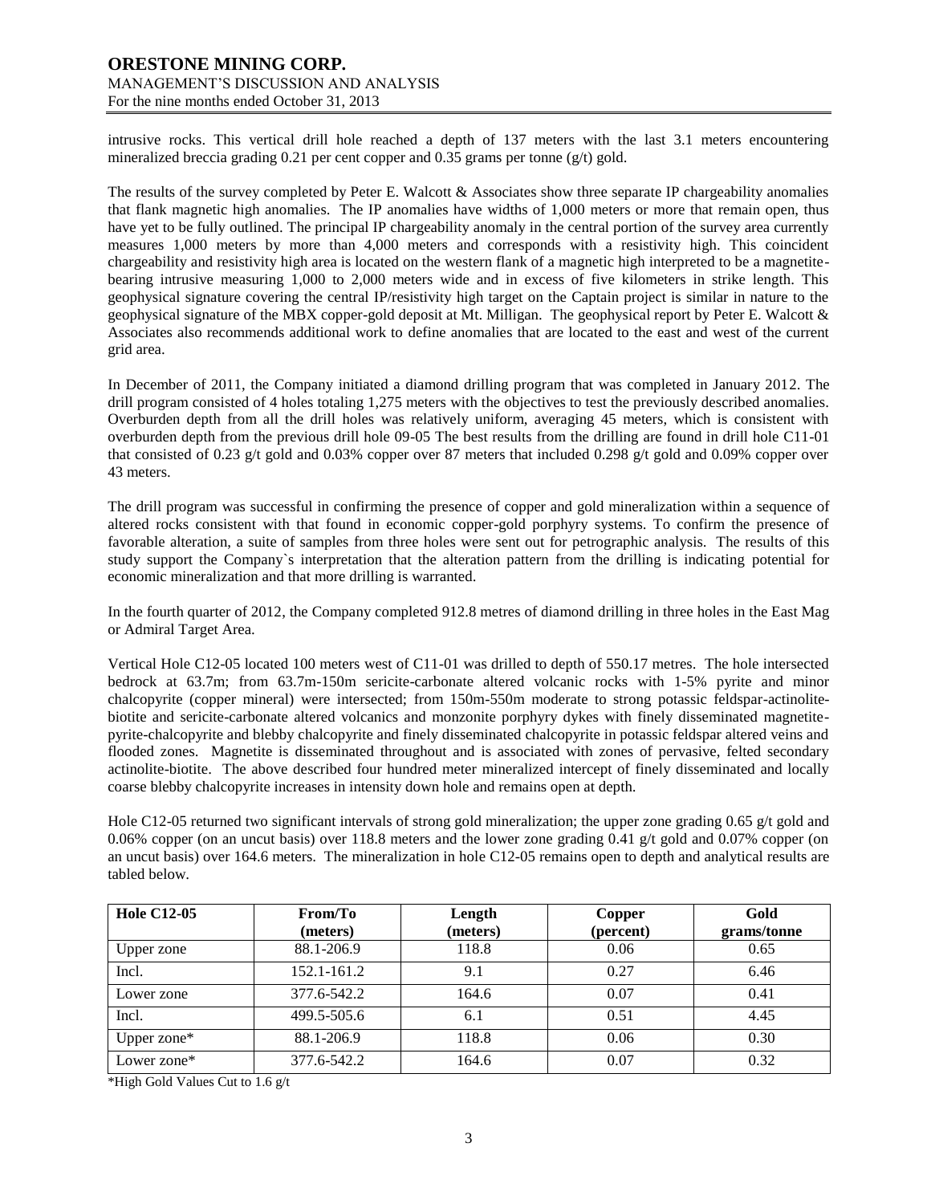intrusive rocks. This vertical drill hole reached a depth of 137 meters with the last 3.1 meters encountering mineralized breccia grading 0.21 per cent copper and 0.35 grams per tonne (g/t) gold.

The results of the survey completed by Peter E. Walcott & Associates show three separate IP chargeability anomalies that flank magnetic high anomalies. The IP anomalies have widths of 1,000 meters or more that remain open, thus have yet to be fully outlined. The principal IP chargeability anomaly in the central portion of the survey area currently measures 1,000 meters by more than 4,000 meters and corresponds with a resistivity high. This coincident chargeability and resistivity high area is located on the western flank of a magnetic high interpreted to be a magnetite-bearing intrusive measuring 1,000 to 2,000 meters wide and in excess of five kilometers in strike length. This geophysical signature covering the central IP/resistivity high target on the Captain project is similar in nature to the geophysical signature of the MBX copper-gold deposit at Mt. Milligan. The geophysical report by Peter E. Walcott & Associates also recommends additional work to define anomalies that are located to the east and west of the current grid area.

In December of 2011, the Company initiated a diamond drilling program that was completed in January 2012. The drill program consisted of 4 holes totaling 1,275 meters with the objectives to test the previously described anomalies. Overburden depth from all the drill holes was relatively uniform, averaging 45 meters, which is consistent with overburden depth from the previous drill hole 09-05 The best results from the drilling are found in drill hole C11-01 that consisted of 0.23 g/t gold and 0.03% copper over 87 meters that included 0.298 g/t gold and 0.09% copper over 43 meters.

The drill program was successful in confirming the presence of copper and gold mineralization within a sequence of altered rocks consistent with that found in economic copper-gold porphyry systems. To confirm the presence of favorable alteration, a suite of samples from three holes were sent out for petrographic analysis. The results of this study support the Company`s interpretation that the alteration pattern from the drilling is indicating potential for economic mineralization and that more drilling is warranted.

In the fourth quarter of 2012, the Company completed 912.8 metres of diamond drilling in three holes in the East Mag or Admiral Target Area.

Vertical Hole C12-05 located 100 meters west of C11-01 was drilled to depth of 550.17 metres. The hole intersected bedrock at 63.7m; from 63.7m-150m sericite-carbonate altered volcanic rocks with 1-5% pyrite and minor chalcopyrite (copper mineral) were intersected; from 150m-550m moderate to strong potassic feldspar-actinolite-biotite and sericite-carbonate altered volcanics and monzonite porphyry dykes with finely disseminated magnetite-pyrite-chalcopyrite and blebby chalcopyrite and finely disseminated chalcopyrite in potassic feldspar altered veins and flooded zones. Magnetite is disseminated throughout and is associated with zones of pervasive, felted secondary actinolite-biotite. The above described four hundred meter mineralized intercept of finely disseminated and locally coarse blebby chalcopyrite increases in intensity down hole and remains open at depth.

Hole C12-05 returned two significant intervals of strong gold mineralization; the upper zone grading 0.65 g/t gold and 0.06% copper (on an uncut basis) over 118.8 meters and the lower zone grading 0.41 g/t gold and 0.07% copper (on an uncut basis) over 164.6 meters. The mineralization in hole C12-05 remains open to depth and analytical results are tabled below.

| Hole C12-05 | From/To (meters) | Length (meters) | Copper (percent) | Gold grams/tonne |
|---|---|---|---|---|
| Upper zone | 88.1-206.9 | 118.8 | 0.06 | 0.65 |
| Incl. | 152.1-161.2 | 9.1 | 0.27 | 6.46 |
| Lower zone | 377.6-542.2 | 164.6 | 0.07 | 0.41 |
| Incl. | 499.5-505.6 | 6.1 | 0.51 | 4.45 |
| Upper zone* | 88.1-206.9 | 118.8 | 0.06 | 0.30 |
| Lower zone* | 377.6-542.2 | 164.6 | 0.07 | 0.32 |

*High Gold Values Cut to 1.6 g/t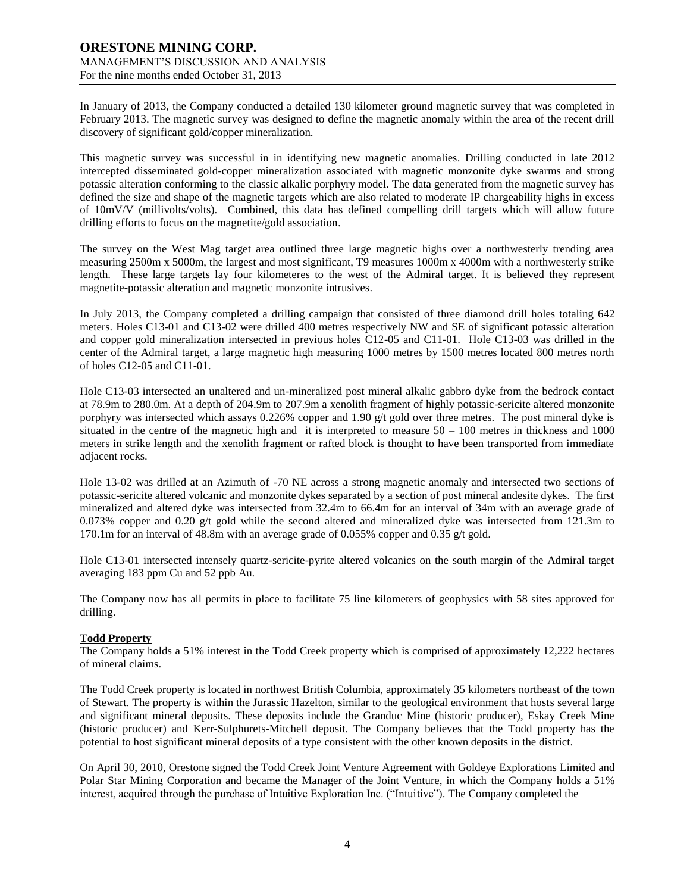In January of 2013, the Company conducted a detailed 130 kilometer ground magnetic survey that was completed in February 2013. The magnetic survey was designed to define the magnetic anomaly within the area of the recent drill discovery of significant gold/copper mineralization.

This magnetic survey was successful in in identifying new magnetic anomalies. Drilling conducted in late 2012 intercepted disseminated gold-copper mineralization associated with magnetic monzonite dyke swarms and strong potassic alteration conforming to the classic alkalic porphyry model. The data generated from the magnetic survey has defined the size and shape of the magnetic targets which are also related to moderate IP chargeability highs in excess of 10mV/V (millivolts/volts). Combined, this data has defined compelling drill targets which will allow future drilling efforts to focus on the magnetite/gold association.

The survey on the West Mag target area outlined three large magnetic highs over a northwesterly trending area measuring 2500m x 5000m, the largest and most significant, T9 measures 1000m x 4000m with a northwesterly strike length. These large targets lay four kilometeres to the west of the Admiral target. It is believed they represent magnetite-potassic alteration and magnetic monzonite intrusives.

In July 2013, the Company completed a drilling campaign that consisted of three diamond drill holes totaling 642 meters. Holes C13-01 and C13-02 were drilled 400 metres respectively NW and SE of significant potassic alteration and copper gold mineralization intersected in previous holes C12-05 and C11-01. Hole C13-03 was drilled in the center of the Admiral target, a large magnetic high measuring 1000 metres by 1500 metres located 800 metres north of holes C12-05 and C11-01.

Hole C13-03 intersected an unaltered and un-mineralized post mineral alkalic gabbro dyke from the bedrock contact at 78.9m to 280.0m. At a depth of 204.9m to 207.9m a xenolith fragment of highly potassic-sericite altered monzonite porphyry was intersected which assays 0.226% copper and 1.90 g/t gold over three metres. The post mineral dyke is situated in the centre of the magnetic high and it is interpreted to measure 50 – 100 metres in thickness and 1000 meters in strike length and the xenolith fragment or rafted block is thought to have been transported from immediate adjacent rocks.

Hole 13-02 was drilled at an Azimuth of -70 NE across a strong magnetic anomaly and intersected two sections of potassic-sericite altered volcanic and monzonite dykes separated by a section of post mineral andesite dykes. The first mineralized and altered dyke was intersected from 32.4m to 66.4m for an interval of 34m with an average grade of 0.073% copper and 0.20 g/t gold while the second altered and mineralized dyke was intersected from 121.3m to 170.1m for an interval of 48.8m with an average grade of 0.055% copper and 0.35 g/t gold.

Hole C13-01 intersected intensely quartz-sericite-pyrite altered volcanics on the south margin of the Admiral target averaging 183 ppm Cu and 52 ppb Au.

The Company now has all permits in place to facilitate 75 line kilometers of geophysics with 58 sites approved for drilling.

**Todd Property**

The Company holds a 51% interest in the Todd Creek property which is comprised of approximately 12,222 hectares of mineral claims.

The Todd Creek property is located in northwest British Columbia, approximately 35 kilometers northeast of the town of Stewart. The property is within the Jurassic Hazelton, similar to the geological environment that hosts several large and significant mineral deposits. These deposits include the Granduc Mine (historic producer), Eskay Creek Mine (historic producer) and Kerr-Sulphurets-Mitchell deposit. The Company believes that the Todd property has the potential to host significant mineral deposits of a type consistent with the other known deposits in the district.

On April 30, 2010, Orestone signed the Todd Creek Joint Venture Agreement with Goldeye Explorations Limited and Polar Star Mining Corporation and became the Manager of the Joint Venture, in which the Company holds a 51% interest, acquired through the purchase of Intuitive Exploration Inc. ("Intuitive"). The Company completed the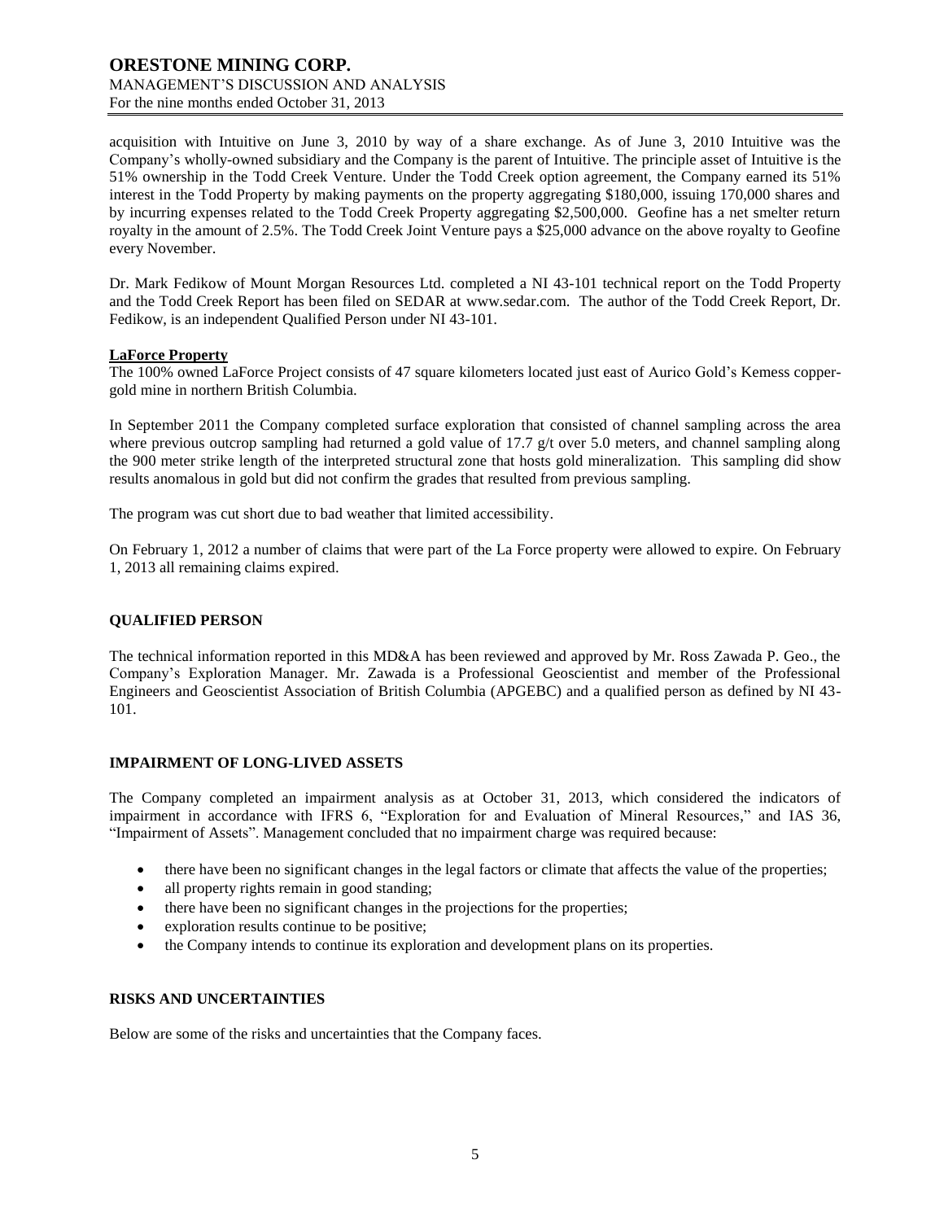acquisition with Intuitive on June 3, 2010 by way of a share exchange. As of June 3, 2010 Intuitive was the Company's wholly-owned subsidiary and the Company is the parent of Intuitive. The principle asset of Intuitive is the 51% ownership in the Todd Creek Venture. Under the Todd Creek option agreement, the Company earned its 51% interest in the Todd Property by making payments on the property aggregating $180,000, issuing 170,000 shares and by incurring expenses related to the Todd Creek Property aggregating $2,500,000. Geofine has a net smelter return royalty in the amount of 2.5%. The Todd Creek Joint Venture pays a $25,000 advance on the above royalty to Geofine every November.

Dr. Mark Fedikow of Mount Morgan Resources Ltd. completed a NI 43-101 technical report on the Todd Property and the Todd Creek Report has been filed on SEDAR at www.sedar.com. The author of the Todd Creek Report, Dr. Fedikow, is an independent Qualified Person under NI 43-101.

**LaForce Property**

The 100% owned LaForce Project consists of 47 square kilometers located just east of Aurico Gold's Kemess copper-gold mine in northern British Columbia.

In September 2011 the Company completed surface exploration that consisted of channel sampling across the area where previous outcrop sampling had returned a gold value of 17.7 g/t over 5.0 meters, and channel sampling along the 900 meter strike length of the interpreted structural zone that hosts gold mineralization. This sampling did show results anomalous in gold but did not confirm the grades that resulted from previous sampling.

The program was cut short due to bad weather that limited accessibility.

On February 1, 2012 a number of claims that were part of the La Force property were allowed to expire. On February 1, 2013 all remaining claims expired.

## QUALIFIED PERSON

The technical information reported in this MD&A has been reviewed and approved by Mr. Ross Zawada P. Geo., the Company's Exploration Manager. Mr. Zawada is a Professional Geoscientist and member of the Professional Engineers and Geoscientist Association of British Columbia (APGEBC) and a qualified person as defined by NI 43-101.

## IMPAIRMENT OF LONG-LIVED ASSETS

The Company completed an impairment analysis as at October 31, 2013, which considered the indicators of impairment in accordance with IFRS 6, "Exploration for and Evaluation of Mineral Resources," and IAS 36, "Impairment of Assets". Management concluded that no impairment charge was required because:

- there have been no significant changes in the legal factors or climate that affects the value of the properties;
- all property rights remain in good standing;
- there have been no significant changes in the projections for the properties;
- exploration results continue to be positive;
- the Company intends to continue its exploration and development plans on its properties.

## RISKS AND UNCERTAINTIES

Below are some of the risks and uncertainties that the Company faces.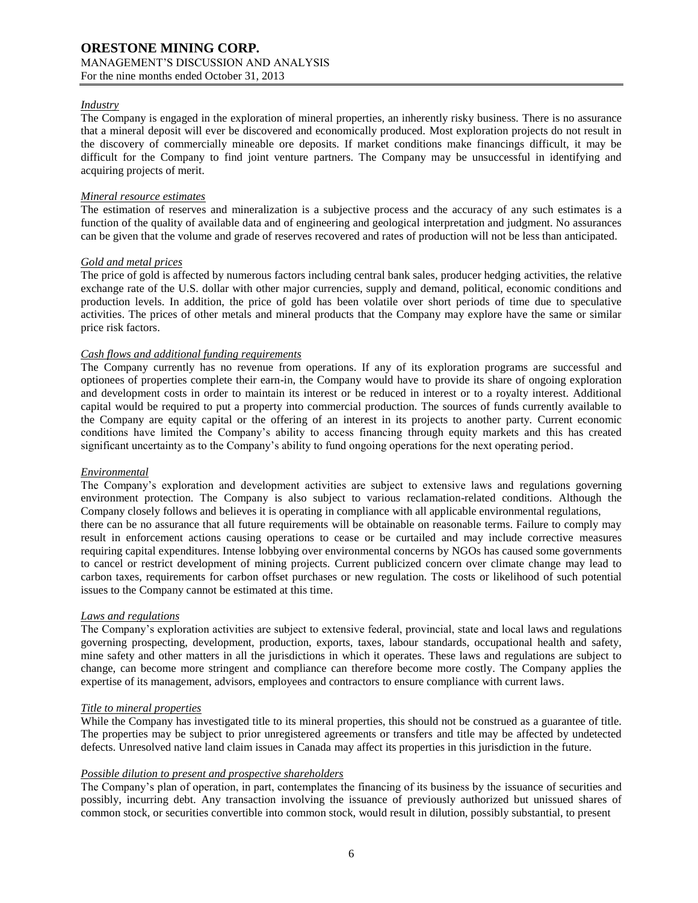*Industry*

The Company is engaged in the exploration of mineral properties, an inherently risky business. There is no assurance that a mineral deposit will ever be discovered and economically produced. Most exploration projects do not result in the discovery of commercially mineable ore deposits. If market conditions make financings difficult, it may be difficult for the Company to find joint venture partners. The Company may be unsuccessful in identifying and acquiring projects of merit.

*Mineral resource estimates*

The estimation of reserves and mineralization is a subjective process and the accuracy of any such estimates is a function of the quality of available data and of engineering and geological interpretation and judgment. No assurances can be given that the volume and grade of reserves recovered and rates of production will not be less than anticipated.

*Gold and metal prices*

The price of gold is affected by numerous factors including central bank sales, producer hedging activities, the relative exchange rate of the U.S. dollar with other major currencies, supply and demand, political, economic conditions and production levels. In addition, the price of gold has been volatile over short periods of time due to speculative activities. The prices of other metals and mineral products that the Company may explore have the same or similar price risk factors.

*Cash flows and additional funding requirements*

The Company currently has no revenue from operations. If any of its exploration programs are successful and optionees of properties complete their earn-in, the Company would have to provide its share of ongoing exploration and development costs in order to maintain its interest or be reduced in interest or to a royalty interest. Additional capital would be required to put a property into commercial production. The sources of funds currently available to the Company are equity capital or the offering of an interest in its projects to another party. Current economic conditions have limited the Company's ability to access financing through equity markets and this has created significant uncertainty as to the Company's ability to fund ongoing operations for the next operating period.

*Environmental*

The Company's exploration and development activities are subject to extensive laws and regulations governing environment protection. The Company is also subject to various reclamation-related conditions. Although the Company closely follows and believes it is operating in compliance with all applicable environmental regulations, there can be no assurance that all future requirements will be obtainable on reasonable terms. Failure to comply may result in enforcement actions causing operations to cease or be curtailed and may include corrective measures requiring capital expenditures. Intense lobbying over environmental concerns by NGOs has caused some governments to cancel or restrict development of mining projects. Current publicized concern over climate change may lead to carbon taxes, requirements for carbon offset purchases or new regulation. The costs or likelihood of such potential issues to the Company cannot be estimated at this time.

*Laws and regulations*

The Company's exploration activities are subject to extensive federal, provincial, state and local laws and regulations governing prospecting, development, production, exports, taxes, labour standards, occupational health and safety, mine safety and other matters in all the jurisdictions in which it operates. These laws and regulations are subject to change, can become more stringent and compliance can therefore become more costly. The Company applies the expertise of its management, advisors, employees and contractors to ensure compliance with current laws.

*Title to mineral properties*

While the Company has investigated title to its mineral properties, this should not be construed as a guarantee of title. The properties may be subject to prior unregistered agreements or transfers and title may be affected by undetected defects. Unresolved native land claim issues in Canada may affect its properties in this jurisdiction in the future.

*Possible dilution to present and prospective shareholders*

The Company's plan of operation, in part, contemplates the financing of its business by the issuance of securities and possibly, incurring debt. Any transaction involving the issuance of previously authorized but unissued shares of common stock, or securities convertible into common stock, would result in dilution, possibly substantial, to present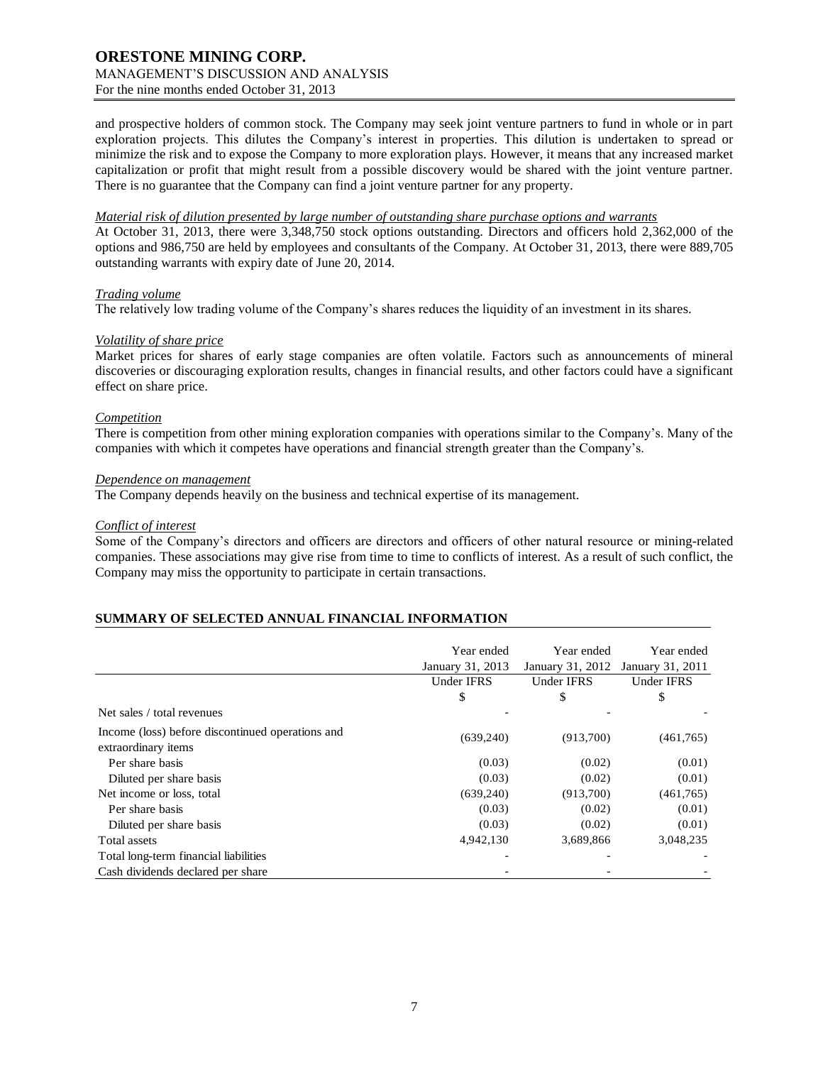and prospective holders of common stock. The Company may seek joint venture partners to fund in whole or in part exploration projects. This dilutes the Company's interest in properties. This dilution is undertaken to spread or minimize the risk and to expose the Company to more exploration plays. However, it means that any increased market capitalization or profit that might result from a possible discovery would be shared with the joint venture partner. There is no guarantee that the Company can find a joint venture partner for any property.

*Material risk of dilution presented by large number of outstanding share purchase options and warrants*

At October 31, 2013, there were 3,348,750 stock options outstanding. Directors and officers hold 2,362,000 of the options and 986,750 are held by employees and consultants of the Company. At October 31, 2013, there were 889,705 outstanding warrants with expiry date of June 20, 2014.

*Trading volume*

The relatively low trading volume of the Company's shares reduces the liquidity of an investment in its shares.

*Volatility of share price*

Market prices for shares of early stage companies are often volatile. Factors such as announcements of mineral discoveries or discouraging exploration results, changes in financial results, and other factors could have a significant effect on share price.

*Competition*

There is competition from other mining exploration companies with operations similar to the Company's. Many of the companies with which it competes have operations and financial strength greater than the Company's.

*Dependence on management*

The Company depends heavily on the business and technical expertise of its management.

*Conflict of interest*

Some of the Company's directors and officers are directors and officers of other natural resource or mining-related companies. These associations may give rise from time to time to conflicts of interest. As a result of such conflict, the Company may miss the opportunity to participate in certain transactions.

## SUMMARY OF SELECTED ANNUAL FINANCIAL INFORMATION

| | Year ended January 31, 2013 | Year ended January 31, 2012 | Year ended January 31, 2011 |
|---|---|---|---|
| | Under IFRS | Under IFRS | Under IFRS |
| | $ | $ | $ |
| Net sales / total revenues | - | - | - |
| Income (loss) before discontinued operations and extraordinary items | (639,240) | (913,700) | (461,765) |
| Per share basis | (0.03) | (0.02) | (0.01) |
| Diluted per share basis | (0.03) | (0.02) | (0.01) |
| Net income or loss, total | (639,240) | (913,700) | (461,765) |
| Per share basis | (0.03) | (0.02) | (0.01) |
| Diluted per share basis | (0.03) | (0.02) | (0.01) |
| Total assets | 4,942,130 | 3,689,866 | 3,048,235 |
| Total long-term financial liabilities | - | - | - |
| Cash dividends declared per share | - | - | - |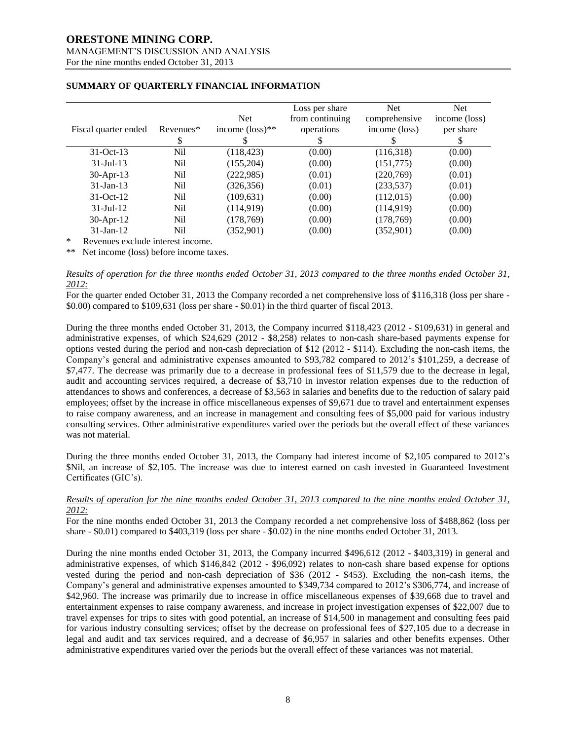## SUMMARY OF QUARTERLY FINANCIAL INFORMATION

| Fiscal quarter ended | Revenues* | Net income (loss)** | Loss per share from continuing operations | Net comprehensive income (loss) | Net income (loss) per share |
|---|---|---|---|---|---|
| | $ | $ | $ | $ | $ |
| 31-Oct-13 | Nil | (118,423) | (0.00) | (116,318) | (0.00) |
| 31-Jul-13 | Nil | (155,204) | (0.00) | (151,775) | (0.00) |
| 30-Apr-13 | Nil | (222,985) | (0.01) | (220,769) | (0.01) |
| 31-Jan-13 | Nil | (326,356) | (0.01) | (233,537) | (0.01) |
| 31-Oct-12 | Nil | (109,631) | (0.00) | (112,015) | (0.00) |
| 31-Jul-12 | Nil | (114,919) | (0.00) | (114,919) | (0.00) |
| 30-Apr-12 | Nil | (178,769) | (0.00) | (178,769) | (0.00) |
| 31-Jan-12 | Nil | (352,901) | (0.00) | (352,901) | (0.00) |

\* Revenues exclude interest income.

\*\* Net income (loss) before income taxes.

*Results of operation for the three months ended October 31, 2013 compared to the three months ended October 31, 2012:*

For the quarter ended October 31, 2013 the Company recorded a net comprehensive loss of $116,318 (loss per share - $0.00) compared to $109,631 (loss per share - $0.01) in the third quarter of fiscal 2013.

During the three months ended October 31, 2013, the Company incurred $118,423 (2012 - $109,631) in general and administrative expenses, of which $24,629 (2012 - $8,258) relates to non-cash share-based payments expense for options vested during the period and non-cash depreciation of $12 (2012 - $114). Excluding the non-cash items, the Company's general and administrative expenses amounted to $93,782 compared to 2012's $101,259, a decrease of $7,477. The decrease was primarily due to a decrease in professional fees of $11,579 due to the decrease in legal, audit and accounting services required, a decrease of $3,710 in investor relation expenses due to the reduction of attendances to shows and conferences, a decrease of $3,563 in salaries and benefits due to the reduction of salary paid employees; offset by the increase in office miscellaneous expenses of $9,671 due to travel and entertainment expenses to raise company awareness, and an increase in management and consulting fees of $5,000 paid for various industry consulting services. Other administrative expenditures varied over the periods but the overall effect of these variances was not material.

During the three months ended October 31, 2013, the Company had interest income of $2,105 compared to 2012's $Nil, an increase of $2,105. The increase was due to interest earned on cash invested in Guaranteed Investment Certificates (GIC's).

*Results of operation for the nine months ended October 31, 2013 compared to the nine months ended October 31, 2012:*

For the nine months ended October 31, 2013 the Company recorded a net comprehensive loss of $488,862 (loss per share - $0.01) compared to $403,319 (loss per share - $0.02) in the nine months ended October 31, 2013.

During the nine months ended October 31, 2013, the Company incurred $496,612 (2012 - $403,319) in general and administrative expenses, of which $146,842 (2012 - $96,092) relates to non-cash share based expense for options vested during the period and non-cash depreciation of $36 (2012 - $453). Excluding the non-cash items, the Company's general and administrative expenses amounted to $349,734 compared to 2012's $306,774, and increase of $42,960. The increase was primarily due to increase in office miscellaneous expenses of $39,668 due to travel and entertainment expenses to raise company awareness, and increase in project investigation expenses of $22,007 due to travel expenses for trips to sites with good potential, an increase of $14,500 in management and consulting fees paid for various industry consulting services; offset by the decrease on professional fees of $27,105 due to a decrease in legal and audit and tax services required, and a decrease of $6,957 in salaries and other benefits expenses. Other administrative expenditures varied over the periods but the overall effect of these variances was not material.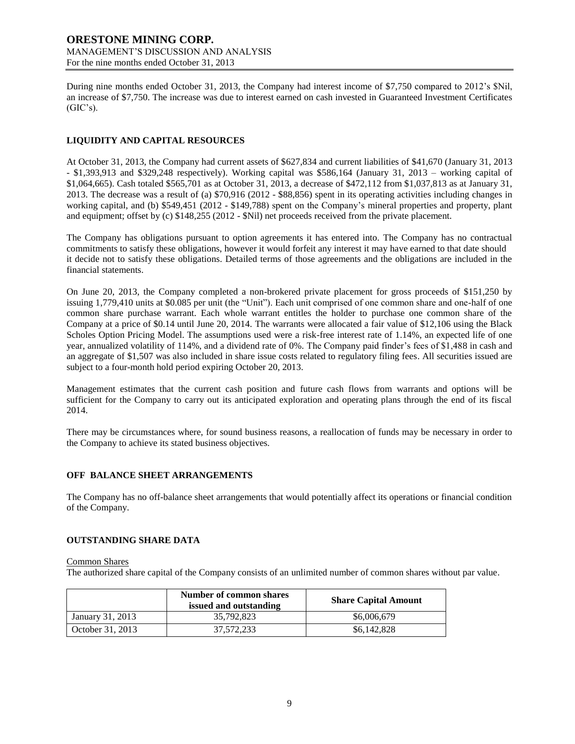During nine months ended October 31, 2013, the Company had interest income of $7,750 compared to 2012's $Nil, an increase of $7,750. The increase was due to interest earned on cash invested in Guaranteed Investment Certificates (GIC's).

## LIQUIDITY AND CAPITAL RESOURCES

At October 31, 2013, the Company had current assets of $627,834 and current liabilities of $41,670 (January 31, 2013 - $1,393,913 and $329,248 respectively). Working capital was $586,164 (January 31, 2013 – working capital of $1,064,665). Cash totaled $565,701 as at October 31, 2013, a decrease of $472,112 from $1,037,813 as at January 31, 2013. The decrease was a result of (a) $70,916 (2012 - $88,856) spent in its operating activities including changes in working capital, and (b) $549,451 (2012 - $149,788) spent on the Company's mineral properties and property, plant and equipment; offset by (c) $148,255 (2012 - $Nil) net proceeds received from the private placement.

The Company has obligations pursuant to option agreements it has entered into. The Company has no contractual commitments to satisfy these obligations, however it would forfeit any interest it may have earned to that date should it decide not to satisfy these obligations. Detailed terms of those agreements and the obligations are included in the financial statements.

On June 20, 2013, the Company completed a non-brokered private placement for gross proceeds of $151,250 by issuing 1,779,410 units at $0.085 per unit (the "Unit"). Each unit comprised of one common share and one-half of one common share purchase warrant. Each whole warrant entitles the holder to purchase one common share of the Company at a price of $0.14 until June 20, 2014. The warrants were allocated a fair value of $12,106 using the Black Scholes Option Pricing Model. The assumptions used were a risk-free interest rate of 1.14%, an expected life of one year, annualized volatility of 114%, and a dividend rate of 0%. The Company paid finder's fees of $1,488 in cash and an aggregate of $1,507 was also included in share issue costs related to regulatory filing fees. All securities issued are subject to a four-month hold period expiring October 20, 2013.

Management estimates that the current cash position and future cash flows from warrants and options will be sufficient for the Company to carry out its anticipated exploration and operating plans through the end of its fiscal 2014.

There may be circumstances where, for sound business reasons, a reallocation of funds may be necessary in order to the Company to achieve its stated business objectives.

## OFF BALANCE SHEET ARRANGEMENTS

The Company has no off-balance sheet arrangements that would potentially affect its operations or financial condition of the Company.

## OUTSTANDING SHARE DATA

Common Shares

The authorized share capital of the Company consists of an unlimited number of common shares without par value.

| | Number of common shares issued and outstanding | Share Capital Amount |
|---|---|---|
| January 31, 2013 | 35,792,823 | $6,006,679 |
| October 31, 2013 | 37,572,233 | $6,142,828 |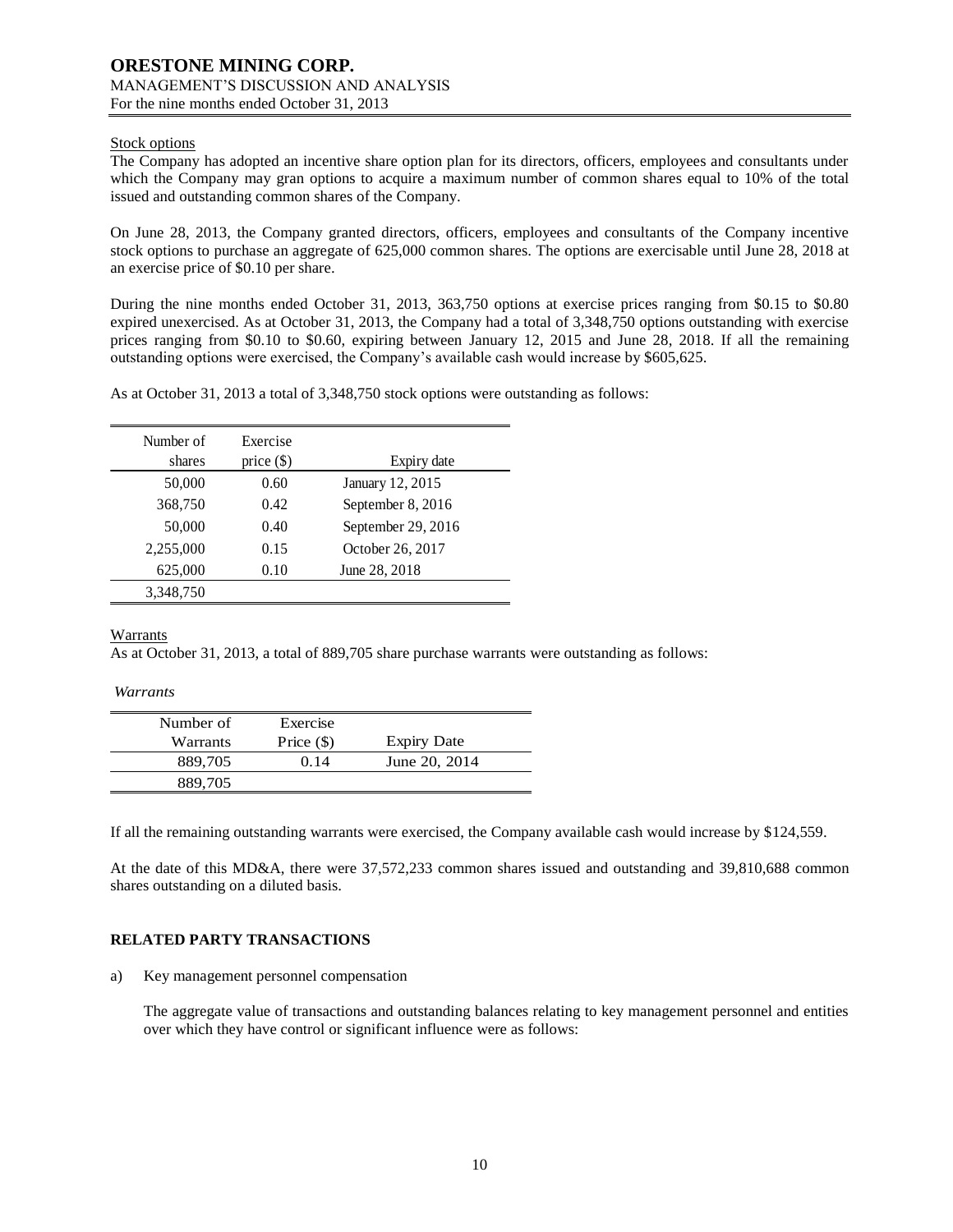Stock options

The Company has adopted an incentive share option plan for its directors, officers, employees and consultants under which the Company may gran options to acquire a maximum number of common shares equal to 10% of the total issued and outstanding common shares of the Company.

On June 28, 2013, the Company granted directors, officers, employees and consultants of the Company incentive stock options to purchase an aggregate of 625,000 common shares. The options are exercisable until June 28, 2018 at an exercise price of $0.10 per share.

During the nine months ended October 31, 2013, 363,750 options at exercise prices ranging from $0.15 to $0.80 expired unexercised. As at October 31, 2013, the Company had a total of 3,348,750 options outstanding with exercise prices ranging from $0.10 to $0.60, expiring between January 12, 2015 and June 28, 2018. If all the remaining outstanding options were exercised, the Company's available cash would increase by $605,625.

As at October 31, 2013 a total of 3,348,750 stock options were outstanding as follows:

| Number of shares | Exercise price ($) | Expiry date |
|---|---|---|
| 50,000 | 0.60 | January 12, 2015 |
| 368,750 | 0.42 | September 8, 2016 |
| 50,000 | 0.40 | September 29, 2016 |
| 2,255,000 | 0.15 | October 26, 2017 |
| 625,000 | 0.10 | June 28, 2018 |
| 3,348,750 | | |

Warrants

As at October 31, 2013, a total of 889,705 share purchase warrants were outstanding as follows:

*Warrants*

| Number of Warrants | Exercise Price ($) | Expiry Date |
|---|---|---|
| 889,705 | 0.14 | June 20, 2014 |
| 889,705 | | |

If all the remaining outstanding warrants were exercised, the Company available cash would increase by $124,559.

At the date of this MD&A, there were 37,572,233 common shares issued and outstanding and 39,810,688 common shares outstanding on a diluted basis.

## RELATED PARTY TRANSACTIONS

a) Key management personnel compensation

The aggregate value of transactions and outstanding balances relating to key management personnel and entities over which they have control or significant influence were as follows: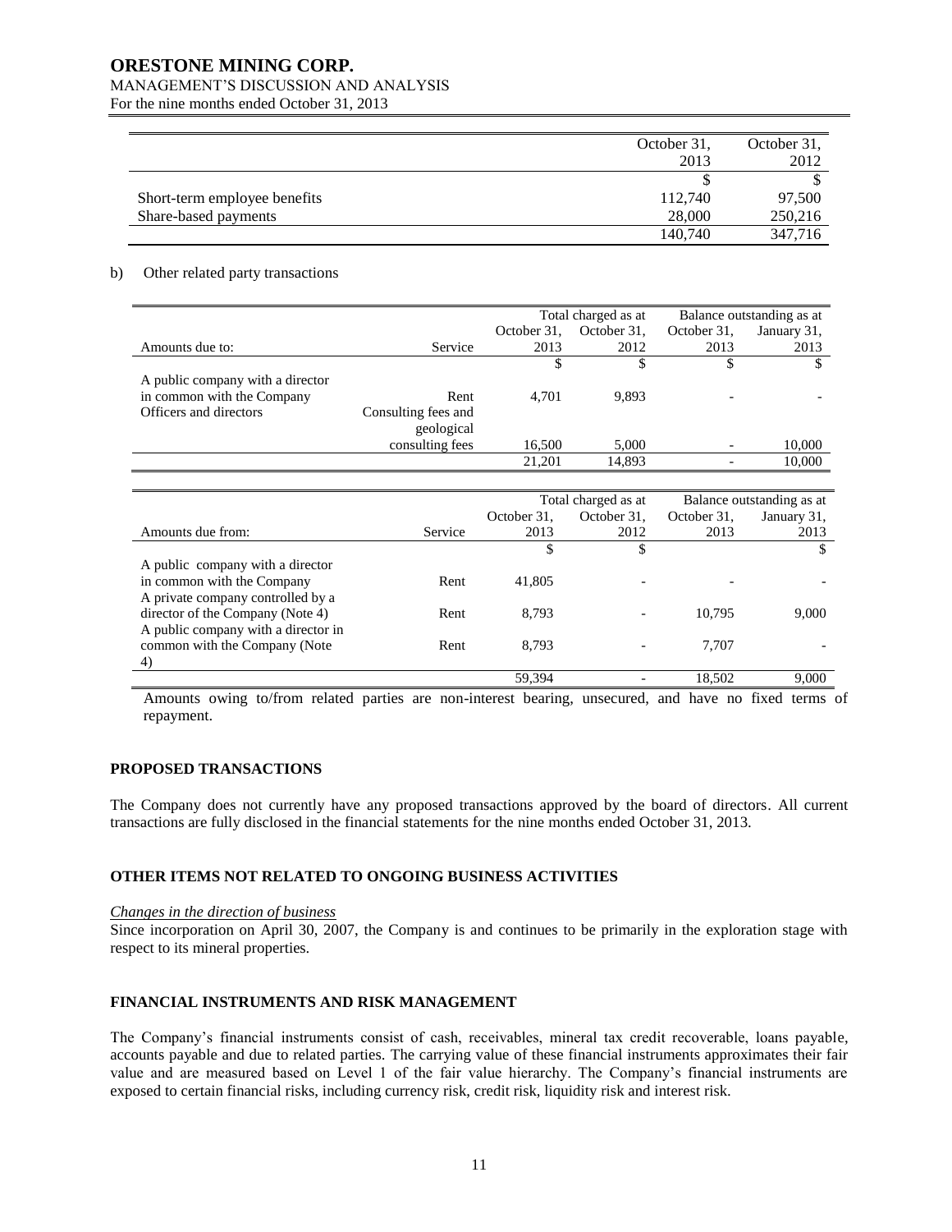| | October 31, 2013 | October 31, 2012 |
|---|---|---|
| | $ | $ |
| Short-term employee benefits | 112,740 | 97,500 |
| Share-based payments | 28,000 | 250,216 |
| | 140,740 | 347,716 |

b) Other related party transactions

| | | Total charged as at | | Balance outstanding as at | |
|---|---|---|---|---|---|
| Amounts due to: | Service | October 31, 2013 | October 31, 2012 | October 31, 2013 | January 31, 2013 |
| | | $ | $ | $ | $ |
| A public company with a director in common with the Company | Rent | 4,701 | 9,893 | - | - |
| Officers and directors | Consulting fees and geological consulting fees | 16,500 | 5,000 | - | 10,000 |
| | | 21,201 | 14,893 | - | 10,000 |

| | | Total charged as at | | Balance outstanding as at | |
|---|---|---|---|---|---|
| Amounts due from: | Service | October 31, 2013 | October 31, 2012 | October 31, 2013 | January 31, 2013 |
| | | $ | $ | | $ |
| A public company with a director in common with the Company | Rent | 41,805 | - | - | - |
| A private company controlled by a director of the Company (Note 4) | Rent | 8,793 | - | 10,795 | 9,000 |
| A public company with a director in common with the Company (Note 4) | Rent | 8,793 | - | 7,707 | - |
| | | 59,394 | - | 18,502 | 9,000 |

Amounts owing to/from related parties are non-interest bearing, unsecured, and have no fixed terms of repayment.

## PROPOSED TRANSACTIONS

The Company does not currently have any proposed transactions approved by the board of directors. All current transactions are fully disclosed in the financial statements for the nine months ended October 31, 2013.

## OTHER ITEMS NOT RELATED TO ONGOING BUSINESS ACTIVITIES

*Changes in the direction of business*

Since incorporation on April 30, 2007, the Company is and continues to be primarily in the exploration stage with respect to its mineral properties.

## FINANCIAL INSTRUMENTS AND RISK MANAGEMENT

The Company's financial instruments consist of cash, receivables, mineral tax credit recoverable, loans payable, accounts payable and due to related parties. The carrying value of these financial instruments approximates their fair value and are measured based on Level 1 of the fair value hierarchy. The Company's financial instruments are exposed to certain financial risks, including currency risk, credit risk, liquidity risk and interest risk.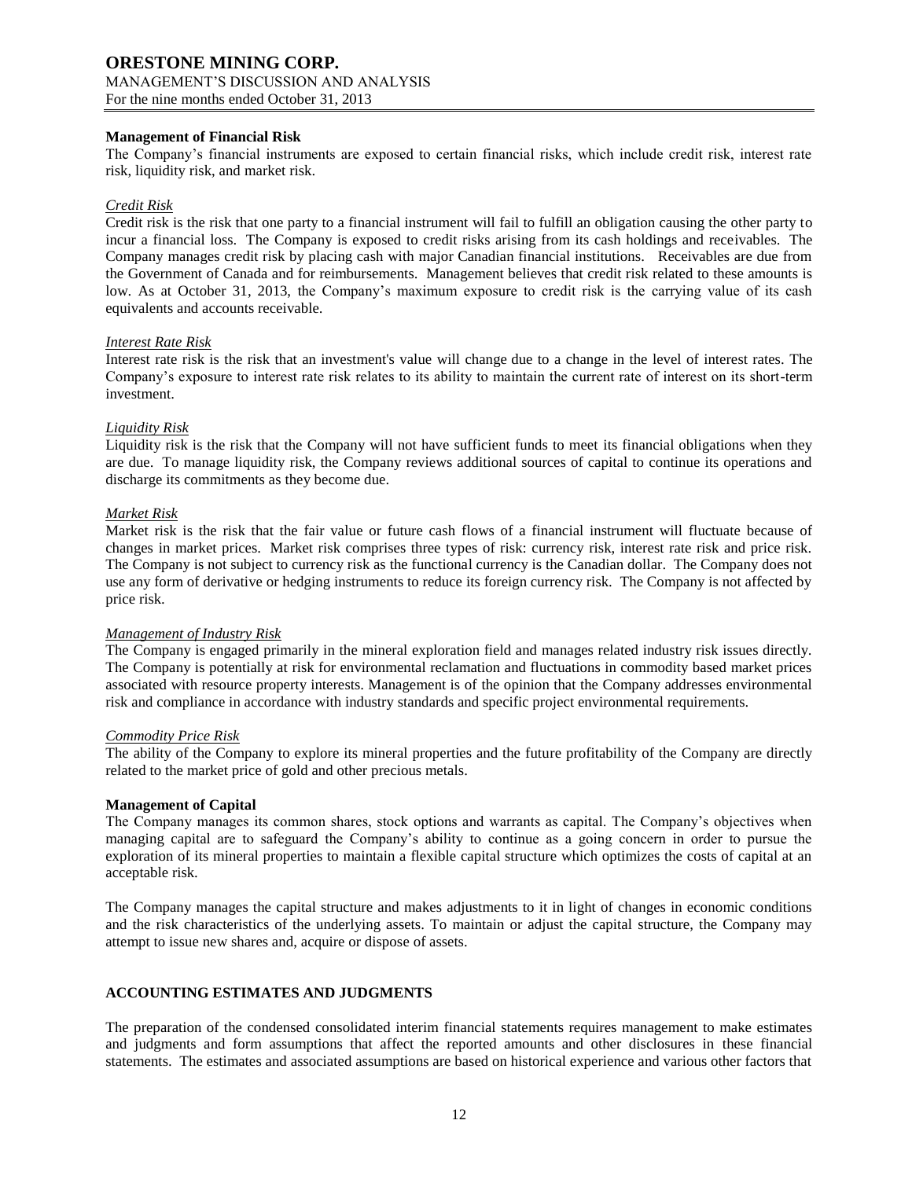**Management of Financial Risk**

The Company's financial instruments are exposed to certain financial risks, which include credit risk, interest rate risk, liquidity risk, and market risk.

*Credit Risk*

Credit risk is the risk that one party to a financial instrument will fail to fulfill an obligation causing the other party to incur a financial loss. The Company is exposed to credit risks arising from its cash holdings and receivables. The Company manages credit risk by placing cash with major Canadian financial institutions. Receivables are due from the Government of Canada and for reimbursements. Management believes that credit risk related to these amounts is low. As at October 31, 2013, the Company's maximum exposure to credit risk is the carrying value of its cash equivalents and accounts receivable.

*Interest Rate Risk*

Interest rate risk is the risk that an investment's value will change due to a change in the level of interest rates. The Company's exposure to interest rate risk relates to its ability to maintain the current rate of interest on its short-term investment.

*Liquidity Risk*

Liquidity risk is the risk that the Company will not have sufficient funds to meet its financial obligations when they are due. To manage liquidity risk, the Company reviews additional sources of capital to continue its operations and discharge its commitments as they become due.

*Market Risk*

Market risk is the risk that the fair value or future cash flows of a financial instrument will fluctuate because of changes in market prices. Market risk comprises three types of risk: currency risk, interest rate risk and price risk. The Company is not subject to currency risk as the functional currency is the Canadian dollar. The Company does not use any form of derivative or hedging instruments to reduce its foreign currency risk. The Company is not affected by price risk.

*Management of Industry Risk*

The Company is engaged primarily in the mineral exploration field and manages related industry risk issues directly. The Company is potentially at risk for environmental reclamation and fluctuations in commodity based market prices associated with resource property interests. Management is of the opinion that the Company addresses environmental risk and compliance in accordance with industry standards and specific project environmental requirements.

*Commodity Price Risk*

The ability of the Company to explore its mineral properties and the future profitability of the Company are directly related to the market price of gold and other precious metals.

**Management of Capital**

The Company manages its common shares, stock options and warrants as capital. The Company's objectives when managing capital are to safeguard the Company's ability to continue as a going concern in order to pursue the exploration of its mineral properties to maintain a flexible capital structure which optimizes the costs of capital at an acceptable risk.

The Company manages the capital structure and makes adjustments to it in light of changes in economic conditions and the risk characteristics of the underlying assets. To maintain or adjust the capital structure, the Company may attempt to issue new shares and, acquire or dispose of assets.

## ACCOUNTING ESTIMATES AND JUDGMENTS

The preparation of the condensed consolidated interim financial statements requires management to make estimates and judgments and form assumptions that affect the reported amounts and other disclosures in these financial statements. The estimates and associated assumptions are based on historical experience and various other factors that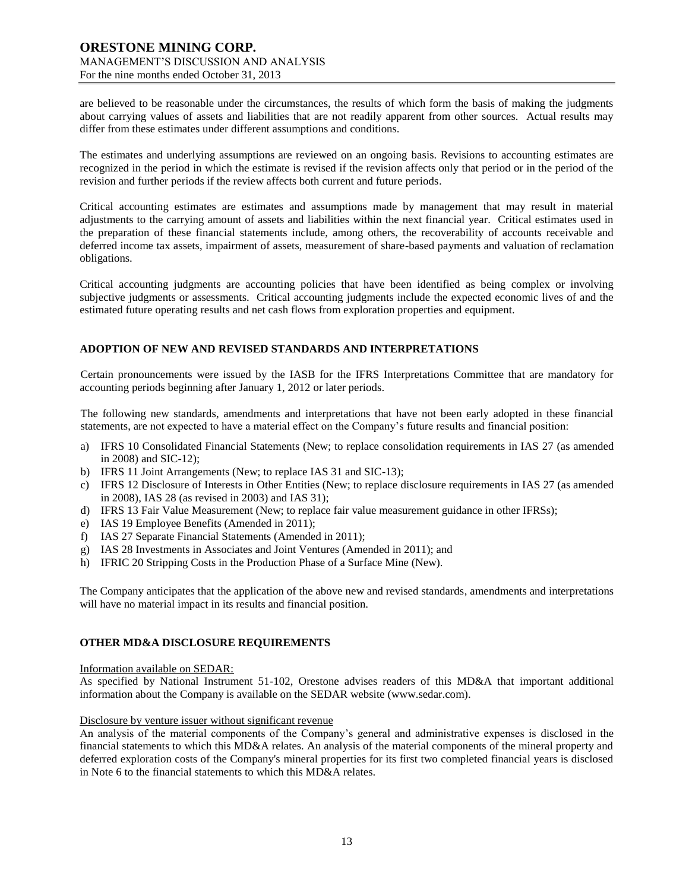are believed to be reasonable under the circumstances, the results of which form the basis of making the judgments about carrying values of assets and liabilities that are not readily apparent from other sources. Actual results may differ from these estimates under different assumptions and conditions.

The estimates and underlying assumptions are reviewed on an ongoing basis. Revisions to accounting estimates are recognized in the period in which the estimate is revised if the revision affects only that period or in the period of the revision and further periods if the review affects both current and future periods.

Critical accounting estimates are estimates and assumptions made by management that may result in material adjustments to the carrying amount of assets and liabilities within the next financial year. Critical estimates used in the preparation of these financial statements include, among others, the recoverability of accounts receivable and deferred income tax assets, impairment of assets, measurement of share-based payments and valuation of reclamation obligations.

Critical accounting judgments are accounting policies that have been identified as being complex or involving subjective judgments or assessments. Critical accounting judgments include the expected economic lives of and the estimated future operating results and net cash flows from exploration properties and equipment.

## ADOPTION OF NEW AND REVISED STANDARDS AND INTERPRETATIONS

Certain pronouncements were issued by the IASB for the IFRS Interpretations Committee that are mandatory for accounting periods beginning after January 1, 2012 or later periods.

The following new standards, amendments and interpretations that have not been early adopted in these financial statements, are not expected to have a material effect on the Company's future results and financial position:

a) IFRS 10 Consolidated Financial Statements (New; to replace consolidation requirements in IAS 27 (as amended in 2008) and SIC-12);
b) IFRS 11 Joint Arrangements (New; to replace IAS 31 and SIC-13);
c) IFRS 12 Disclosure of Interests in Other Entities (New; to replace disclosure requirements in IAS 27 (as amended in 2008), IAS 28 (as revised in 2003) and IAS 31);
d) IFRS 13 Fair Value Measurement (New; to replace fair value measurement guidance in other IFRSs);
e) IAS 19 Employee Benefits (Amended in 2011);
f) IAS 27 Separate Financial Statements (Amended in 2011);
g) IAS 28 Investments in Associates and Joint Ventures (Amended in 2011); and
h) IFRIC 20 Stripping Costs in the Production Phase of a Surface Mine (New).

The Company anticipates that the application of the above new and revised standards, amendments and interpretations will have no material impact in its results and financial position.

## OTHER MD&A DISCLOSURE REQUIREMENTS

Information available on SEDAR:

As specified by National Instrument 51-102, Orestone advises readers of this MD&A that important additional information about the Company is available on the SEDAR website (www.sedar.com).

Disclosure by venture issuer without significant revenue

An analysis of the material components of the Company's general and administrative expenses is disclosed in the financial statements to which this MD&A relates. An analysis of the material components of the mineral property and deferred exploration costs of the Company's mineral properties for its first two completed financial years is disclosed in Note 6 to the financial statements to which this MD&A relates.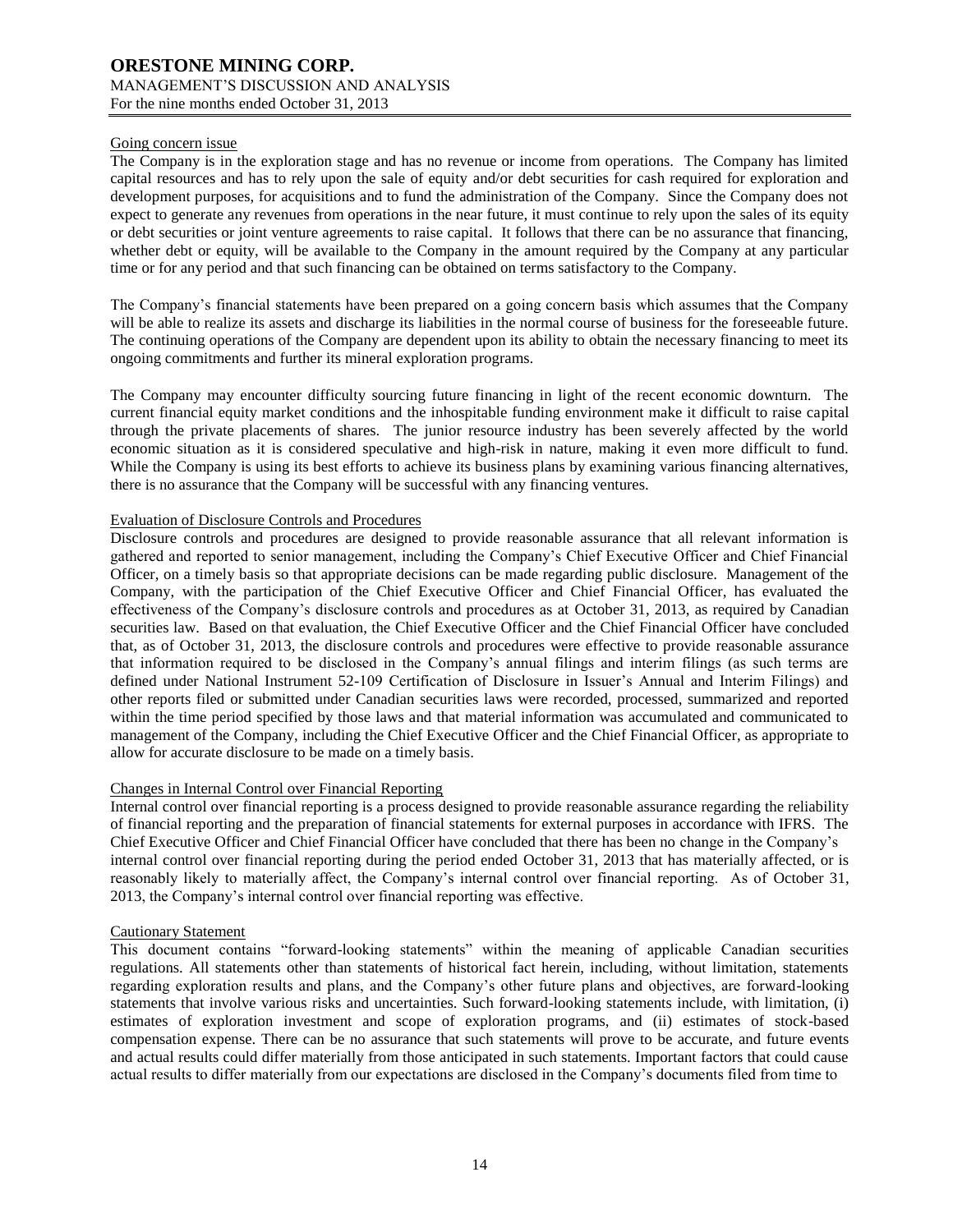Going concern issue

The Company is in the exploration stage and has no revenue or income from operations. The Company has limited capital resources and has to rely upon the sale of equity and/or debt securities for cash required for exploration and development purposes, for acquisitions and to fund the administration of the Company. Since the Company does not expect to generate any revenues from operations in the near future, it must continue to rely upon the sales of its equity or debt securities or joint venture agreements to raise capital. It follows that there can be no assurance that financing, whether debt or equity, will be available to the Company in the amount required by the Company at any particular time or for any period and that such financing can be obtained on terms satisfactory to the Company.

The Company's financial statements have been prepared on a going concern basis which assumes that the Company will be able to realize its assets and discharge its liabilities in the normal course of business for the foreseeable future. The continuing operations of the Company are dependent upon its ability to obtain the necessary financing to meet its ongoing commitments and further its mineral exploration programs.

The Company may encounter difficulty sourcing future financing in light of the recent economic downturn. The current financial equity market conditions and the inhospitable funding environment make it difficult to raise capital through the private placements of shares. The junior resource industry has been severely affected by the world economic situation as it is considered speculative and high-risk in nature, making it even more difficult to fund. While the Company is using its best efforts to achieve its business plans by examining various financing alternatives, there is no assurance that the Company will be successful with any financing ventures.

Evaluation of Disclosure Controls and Procedures

Disclosure controls and procedures are designed to provide reasonable assurance that all relevant information is gathered and reported to senior management, including the Company's Chief Executive Officer and Chief Financial Officer, on a timely basis so that appropriate decisions can be made regarding public disclosure. Management of the Company, with the participation of the Chief Executive Officer and Chief Financial Officer, has evaluated the effectiveness of the Company's disclosure controls and procedures as at October 31, 2013, as required by Canadian securities law. Based on that evaluation, the Chief Executive Officer and the Chief Financial Officer have concluded that, as of October 31, 2013, the disclosure controls and procedures were effective to provide reasonable assurance that information required to be disclosed in the Company's annual filings and interim filings (as such terms are defined under National Instrument 52-109 Certification of Disclosure in Issuer's Annual and Interim Filings) and other reports filed or submitted under Canadian securities laws were recorded, processed, summarized and reported within the time period specified by those laws and that material information was accumulated and communicated to management of the Company, including the Chief Executive Officer and the Chief Financial Officer, as appropriate to allow for accurate disclosure to be made on a timely basis.

Changes in Internal Control over Financial Reporting

Internal control over financial reporting is a process designed to provide reasonable assurance regarding the reliability of financial reporting and the preparation of financial statements for external purposes in accordance with IFRS. The Chief Executive Officer and Chief Financial Officer have concluded that there has been no change in the Company's internal control over financial reporting during the period ended October 31, 2013 that has materially affected, or is reasonably likely to materially affect, the Company's internal control over financial reporting. As of October 31, 2013, the Company's internal control over financial reporting was effective.

Cautionary Statement

This document contains "forward-looking statements" within the meaning of applicable Canadian securities regulations. All statements other than statements of historical fact herein, including, without limitation, statements regarding exploration results and plans, and the Company's other future plans and objectives, are forward-looking statements that involve various risks and uncertainties. Such forward-looking statements include, with limitation, (i) estimates of exploration investment and scope of exploration programs, and (ii) estimates of stock-based compensation expense. There can be no assurance that such statements will prove to be accurate, and future events and actual results could differ materially from those anticipated in such statements. Important factors that could cause actual results to differ materially from our expectations are disclosed in the Company's documents filed from time to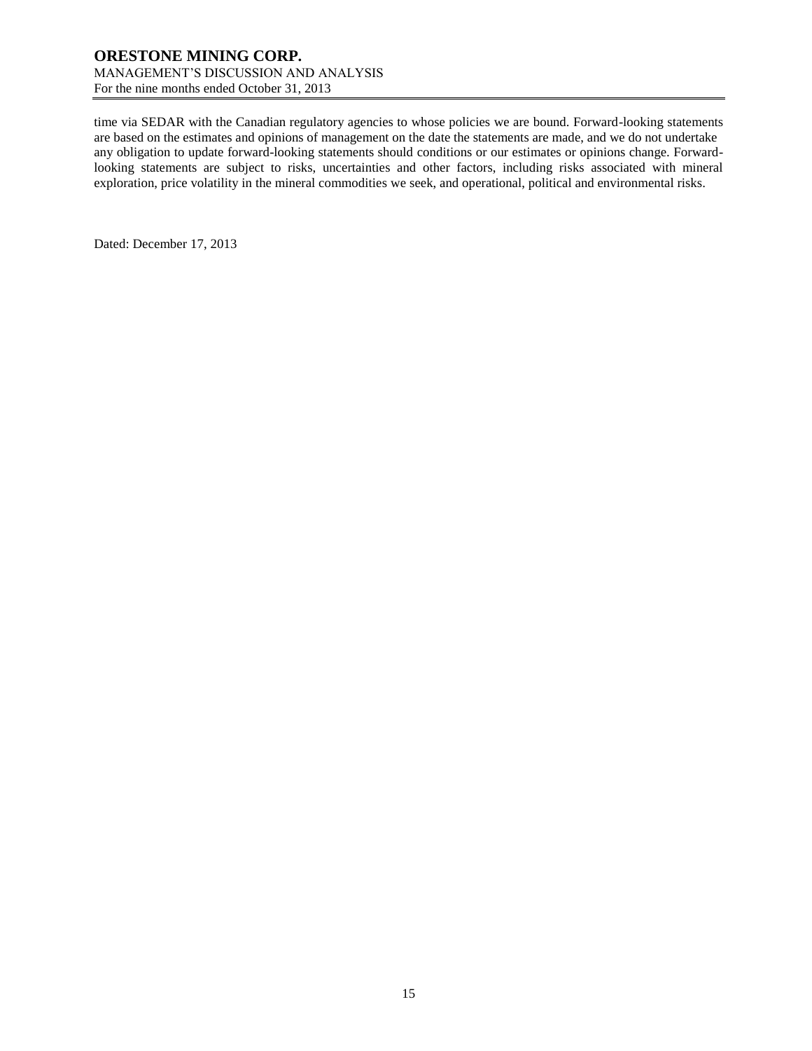time via SEDAR with the Canadian regulatory agencies to whose policies we are bound. Forward-looking statements are based on the estimates and opinions of management on the date the statements are made, and we do not undertake any obligation to update forward-looking statements should conditions or our estimates or opinions change. Forward-looking statements are subject to risks, uncertainties and other factors, including risks associated with mineral exploration, price volatility in the mineral commodities we seek, and operational, political and environmental risks.

Dated: December 17, 2013